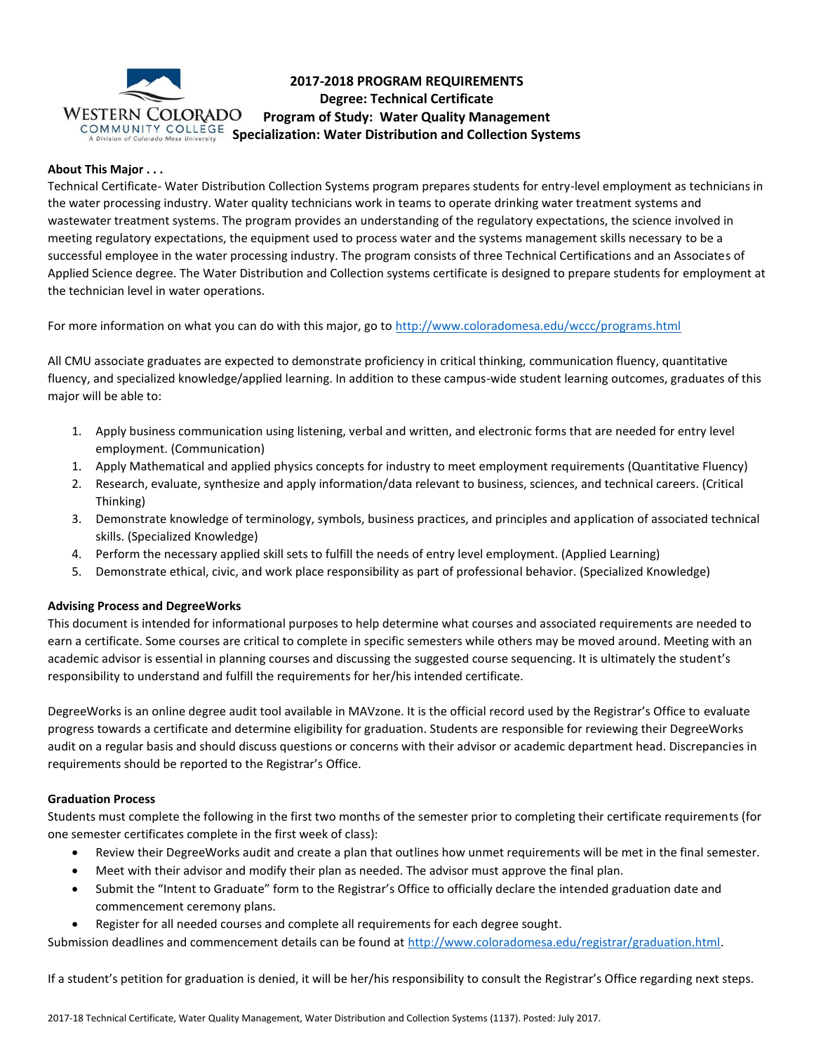# 2017-2018 PROGRAM REQUIREMENTS
## Degree: Technical Certificate
## Program of Study: Water Quality Management
## Specialization: Water Distribution and Collection Systems

**About This Major . . .**

Technical Certificate- Water Distribution Collection Systems program prepares students for entry-level employment as technicians in the water processing industry. Water quality technicians work in teams to operate drinking water treatment systems and wastewater treatment systems. The program provides an understanding of the regulatory expectations, the science involved in meeting regulatory expectations, the equipment used to process water and the systems management skills necessary to be a successful employee in the water processing industry. The program consists of three Technical Certifications and an Associates of Applied Science degree. The Water Distribution and Collection systems certificate is designed to prepare students for employment at the technician level in water operations.

For more information on what you can do with this major, go to http://www.coloradomesa.edu/wccc/programs.html

All CMU associate graduates are expected to demonstrate proficiency in critical thinking, communication fluency, quantitative fluency, and specialized knowledge/applied learning. In addition to these campus-wide student learning outcomes, graduates of this major will be able to:

1. Apply business communication using listening, verbal and written, and electronic forms that are needed for entry level employment. (Communication)
1. Apply Mathematical and applied physics concepts for industry to meet employment requirements (Quantitative Fluency)
2. Research, evaluate, synthesize and apply information/data relevant to business, sciences, and technical careers. (Critical Thinking)
3. Demonstrate knowledge of terminology, symbols, business practices, and principles and application of associated technical skills. (Specialized Knowledge)
4. Perform the necessary applied skill sets to fulfill the needs of entry level employment. (Applied Learning)
5. Demonstrate ethical, civic, and work place responsibility as part of professional behavior. (Specialized Knowledge)

**Advising Process and DegreeWorks**

This document is intended for informational purposes to help determine what courses and associated requirements are needed to earn a certificate. Some courses are critical to complete in specific semesters while others may be moved around. Meeting with an academic advisor is essential in planning courses and discussing the suggested course sequencing. It is ultimately the student's responsibility to understand and fulfill the requirements for her/his intended certificate.

DegreeWorks is an online degree audit tool available in MAVzone. It is the official record used by the Registrar's Office to evaluate progress towards a certificate and determine eligibility for graduation. Students are responsible for reviewing their DegreeWorks audit on a regular basis and should discuss questions or concerns with their advisor or academic department head. Discrepancies in requirements should be reported to the Registrar's Office.

**Graduation Process**

Students must complete the following in the first two months of the semester prior to completing their certificate requirements (for one semester certificates complete in the first week of class):

- Review their DegreeWorks audit and create a plan that outlines how unmet requirements will be met in the final semester.
- Meet with their advisor and modify their plan as needed. The advisor must approve the final plan.
- Submit the "Intent to Graduate" form to the Registrar's Office to officially declare the intended graduation date and commencement ceremony plans.
- Register for all needed courses and complete all requirements for each degree sought.

Submission deadlines and commencement details can be found at http://www.coloradomesa.edu/registrar/graduation.html.

If a student's petition for graduation is denied, it will be her/his responsibility to consult the Registrar's Office regarding next steps.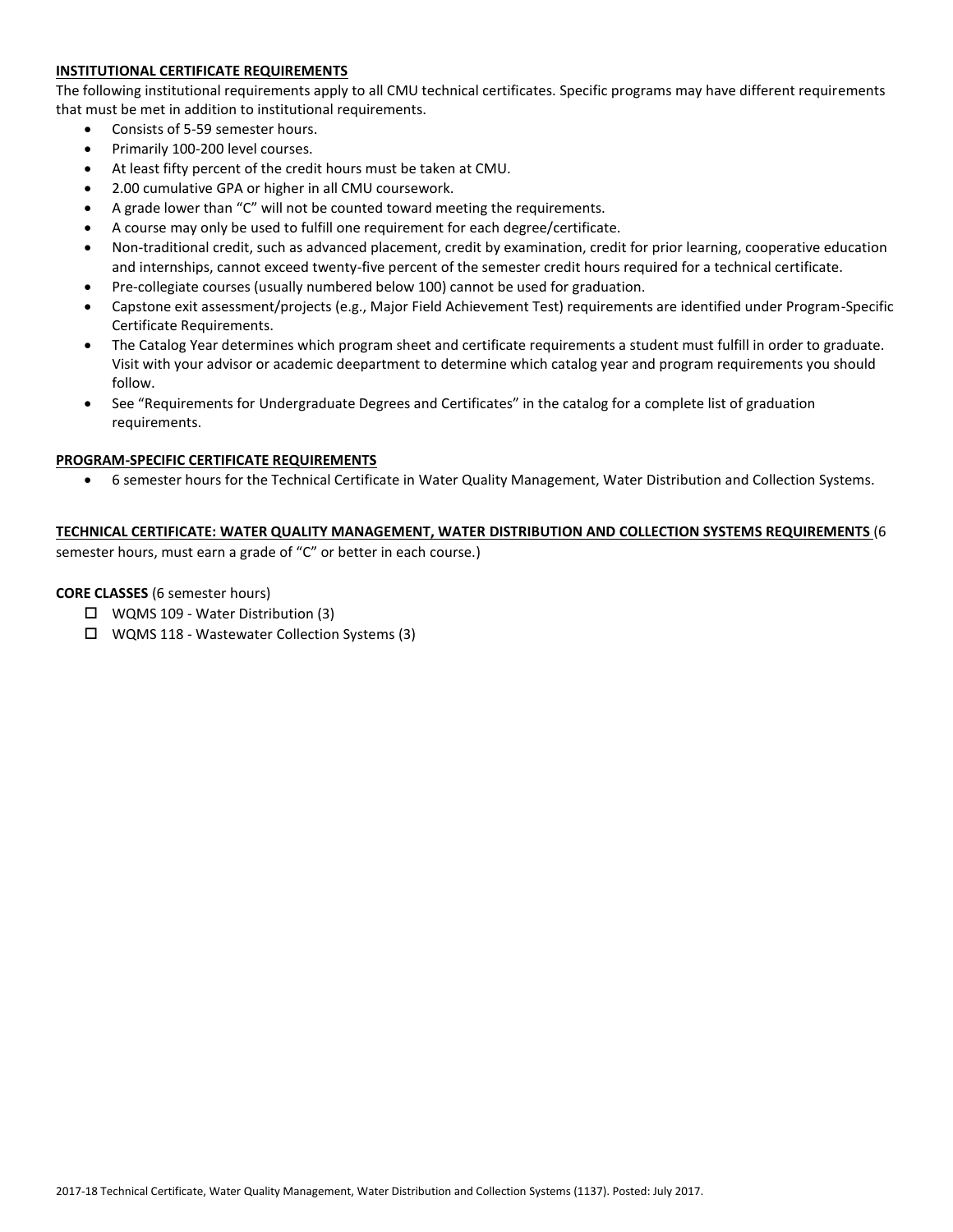**INSTITUTIONAL CERTIFICATE REQUIREMENTS**

The following institutional requirements apply to all CMU technical certificates. Specific programs may have different requirements that must be met in addition to institutional requirements.

- Consists of 5-59 semester hours.
- Primarily 100-200 level courses.
- At least fifty percent of the credit hours must be taken at CMU.
- 2.00 cumulative GPA or higher in all CMU coursework.
- A grade lower than "C" will not be counted toward meeting the requirements.
- A course may only be used to fulfill one requirement for each degree/certificate.
- Non-traditional credit, such as advanced placement, credit by examination, credit for prior learning, cooperative education and internships, cannot exceed twenty-five percent of the semester credit hours required for a technical certificate.
- Pre-collegiate courses (usually numbered below 100) cannot be used for graduation.
- Capstone exit assessment/projects (e.g., Major Field Achievement Test) requirements are identified under Program-Specific Certificate Requirements.
- The Catalog Year determines which program sheet and certificate requirements a student must fulfill in order to graduate. Visit with your advisor or academic deepartment to determine which catalog year and program requirements you should follow.
- See "Requirements for Undergraduate Degrees and Certificates" in the catalog for a complete list of graduation requirements.

**PROGRAM-SPECIFIC CERTIFICATE REQUIREMENTS**

- 6 semester hours for the Technical Certificate in Water Quality Management, Water Distribution and Collection Systems.

**TECHNICAL CERTIFICATE: WATER QUALITY MANAGEMENT, WATER DISTRIBUTION AND COLLECTION SYSTEMS REQUIREMENTS** (6 semester hours, must earn a grade of "C" or better in each course.)

**CORE CLASSES** (6 semester hours)

- ☐ WQMS 109 - Water Distribution (3)
- ☐ WQMS 118 - Wastewater Collection Systems (3)

2017-18 Technical Certificate, Water Quality Management, Water Distribution and Collection Systems (1137). Posted: July 2017.